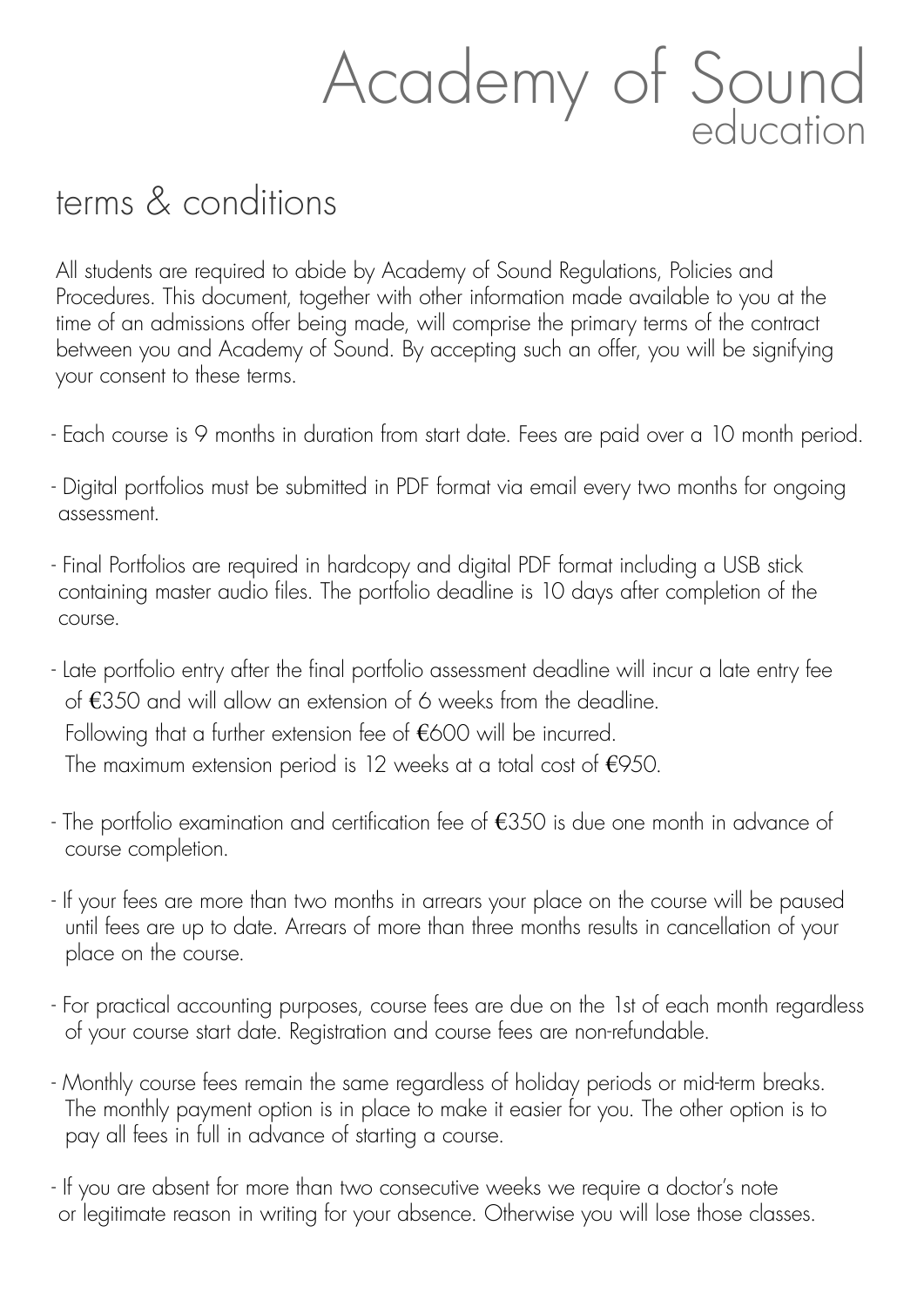# Academy of Sound
## education

## terms & conditions

All students are required to abide by Academy of Sound Regulations, Policies and Procedures. This document, together with other information made available to you at the time of an admissions offer being made, will comprise the primary terms of the contract between you and Academy of Sound. By accepting such an offer, you will be signifying your consent to these terms.

- Each course is 9 months in duration from start date. Fees are paid over a 10 month period.

- Digital portfolios must be submitted in PDF format via email every two months for ongoing assessment.

- Final Portfolios are required in hardcopy and digital PDF format including a USB stick containing master audio files. The portfolio deadline is 10 days after completion of the course.

- Late portfolio entry after the final portfolio assessment deadline will incur a late entry fee of €350 and will allow an extension of 6 weeks from the deadline.
  Following that a further extension fee of €600 will be incurred.
  The maximum extension period is 12 weeks at a total cost of €950.

- The portfolio examination and certification fee of €350 is due one month in advance of course completion.

- If your fees are more than two months in arrears your place on the course will be paused until fees are up to date. Arrears of more than three months results in cancellation of your place on the course.

- For practical accounting purposes, course fees are due on the 1st of each month regardless of your course start date. Registration and course fees are non-refundable.

- Monthly course fees remain the same regardless of holiday periods or mid-term breaks. The monthly payment option is in place to make it easier for you. The other option is to pay all fees in full in advance of starting a course.

- If you are absent for more than two consecutive weeks we require a doctor's note or legitimate reason in writing for your absence. Otherwise you will lose those classes.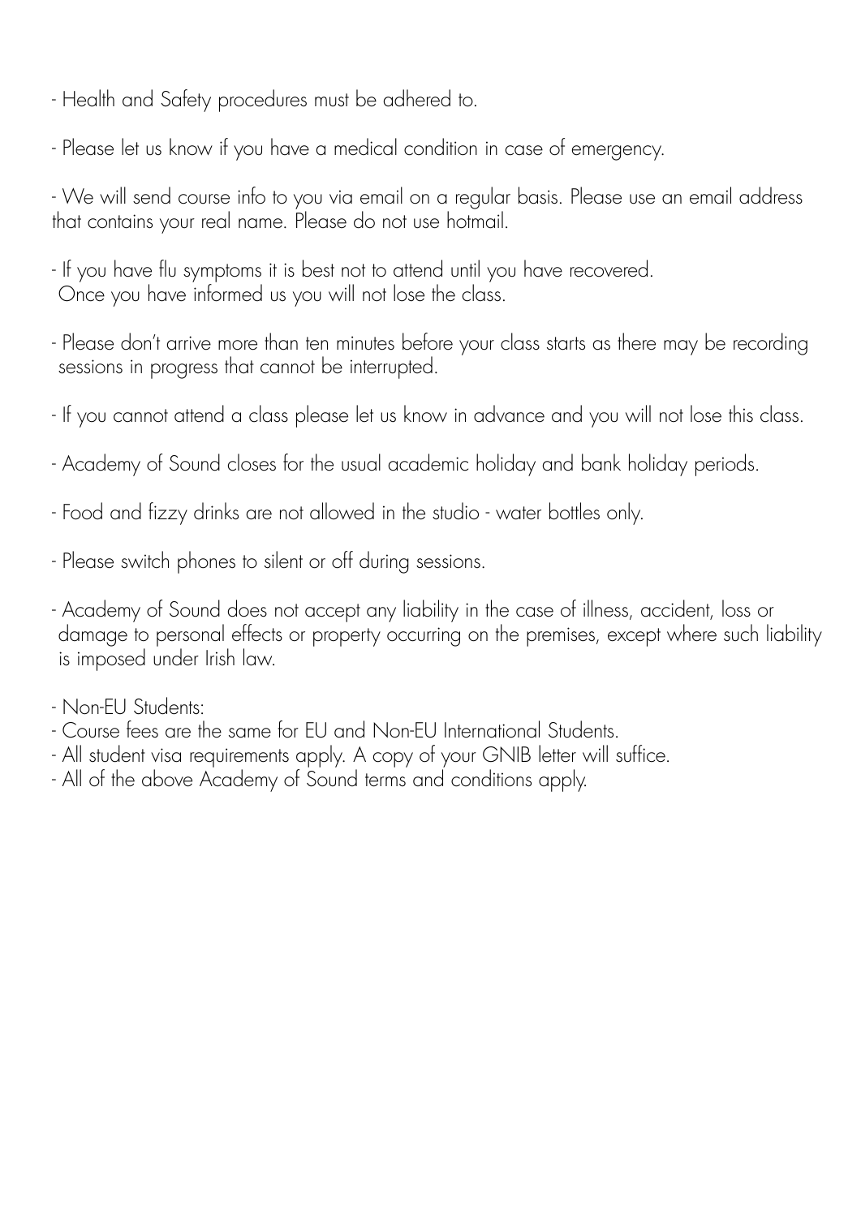- Health and Safety procedures must be adhered to.
- Please let us know if you have a medical condition in case of emergency.
- We will send course info to you via email on a regular basis. Please use an email address that contains your real name. Please do not use hotmail.
- If you have flu symptoms it is best not to attend until you have recovered. Once you have informed us you will not lose the class.
- Please don't arrive more than ten minutes before your class starts as there may be recording sessions in progress that cannot be interrupted.
- If you cannot attend a class please let us know in advance and you will not lose this class.
- Academy of Sound closes for the usual academic holiday and bank holiday periods.
- Food and fizzy drinks are not allowed in the studio - water bottles only.
- Please switch phones to silent or off during sessions.
- Academy of Sound does not accept any liability in the case of illness, accident, loss or damage to personal effects or property occurring on the premises, except where such liability is imposed under Irish law.

- Non-EU Students:
- Course fees are the same for EU and Non-EU International Students.
- All student visa requirements apply. A copy of your GNIB letter will suffice.
- All of the above Academy of Sound terms and conditions apply.